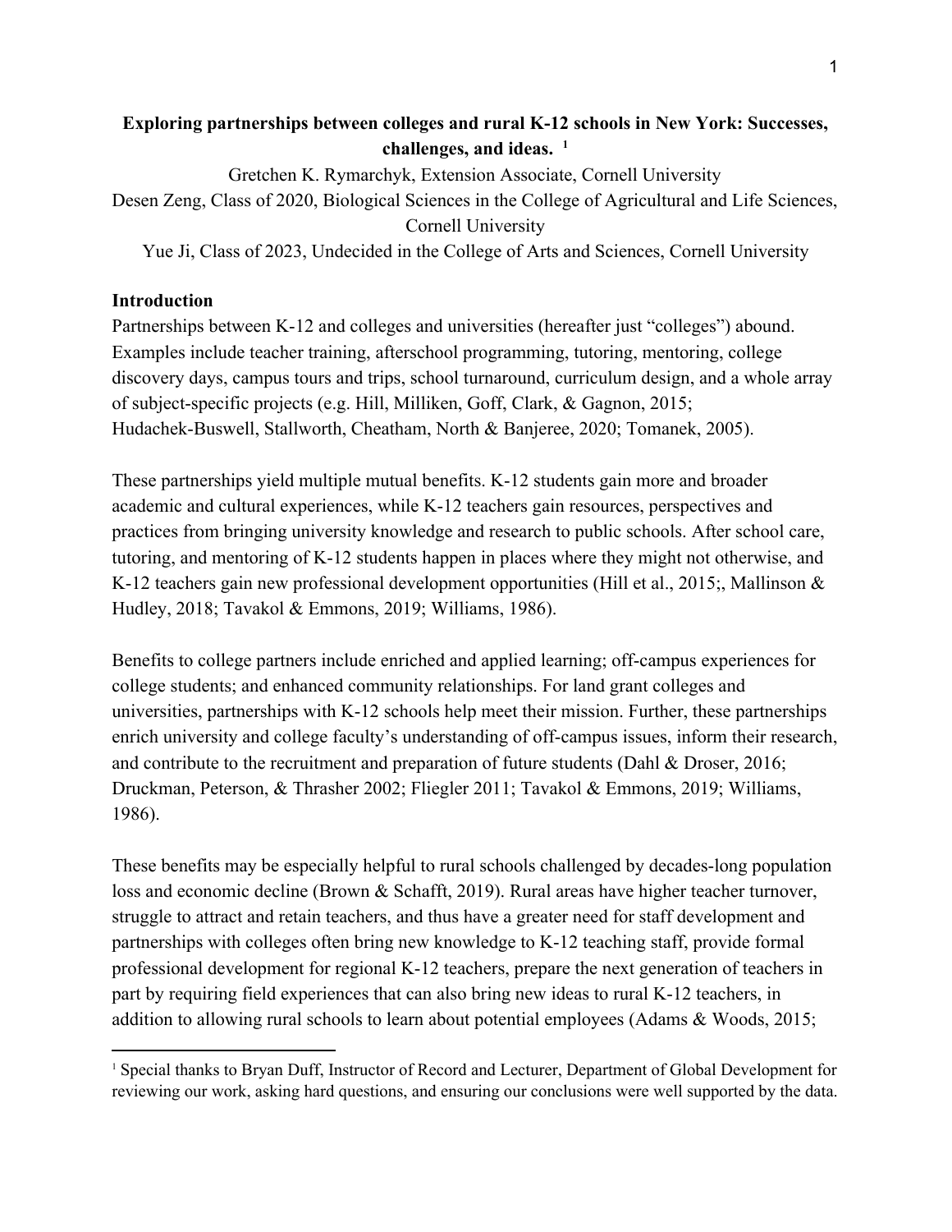# Exploring partnerships between colleges and rural K-12 schools in New York: Successes, challenges, and ideas. [1]

Gretchen K. Rymarchyk, Extension Associate, Cornell University

Desen Zeng, Class of 2020, Biological Sciences in the College of Agricultural and Life Sciences, Cornell University

Yue Ji, Class of 2023, Undecided in the College of Arts and Sciences, Cornell University

## Introduction

Partnerships between K-12 and colleges and universities (hereafter just "colleges") abound. Examples include teacher training, afterschool programming, tutoring, mentoring, college discovery days, campus tours and trips, school turnaround, curriculum design, and a whole array of subject-specific projects (e.g. Hill, Milliken, Goff, Clark, & Gagnon, 2015; Hudachek-Buswell, Stallworth, Cheatham, North & Banjeree, 2020; Tomanek, 2005).

These partnerships yield multiple mutual benefits. K-12 students gain more and broader academic and cultural experiences, while K-12 teachers gain resources, perspectives and practices from bringing university knowledge and research to public schools. After school care, tutoring, and mentoring of K-12 students happen in places where they might not otherwise, and K-12 teachers gain new professional development opportunities (Hill et al., 2015;, Mallinson & Hudley, 2018; Tavakol & Emmons, 2019; Williams, 1986).

Benefits to college partners include enriched and applied learning; off-campus experiences for college students; and enhanced community relationships. For land grant colleges and universities, partnerships with K-12 schools help meet their mission. Further, these partnerships enrich university and college faculty's understanding of off-campus issues, inform their research, and contribute to the recruitment and preparation of future students (Dahl & Droser, 2016; Druckman, Peterson, & Thrasher 2002; Fliegler 2011; Tavakol & Emmons, 2019; Williams, 1986).

These benefits may be especially helpful to rural schools challenged by decades-long population loss and economic decline (Brown & Schafft, 2019). Rural areas have higher teacher turnover, struggle to attract and retain teachers, and thus have a greater need for staff development and partnerships with colleges often bring new knowledge to K-12 teaching staff, provide formal professional development for regional K-12 teachers, prepare the next generation of teachers in part by requiring field experiences that can also bring new ideas to rural K-12 teachers, in addition to allowing rural schools to learn about potential employees (Adams & Woods, 2015;

---

[1] Special thanks to Bryan Duff, Instructor of Record and Lecturer, Department of Global Development for reviewing our work, asking hard questions, and ensuring our conclusions were well supported by the data.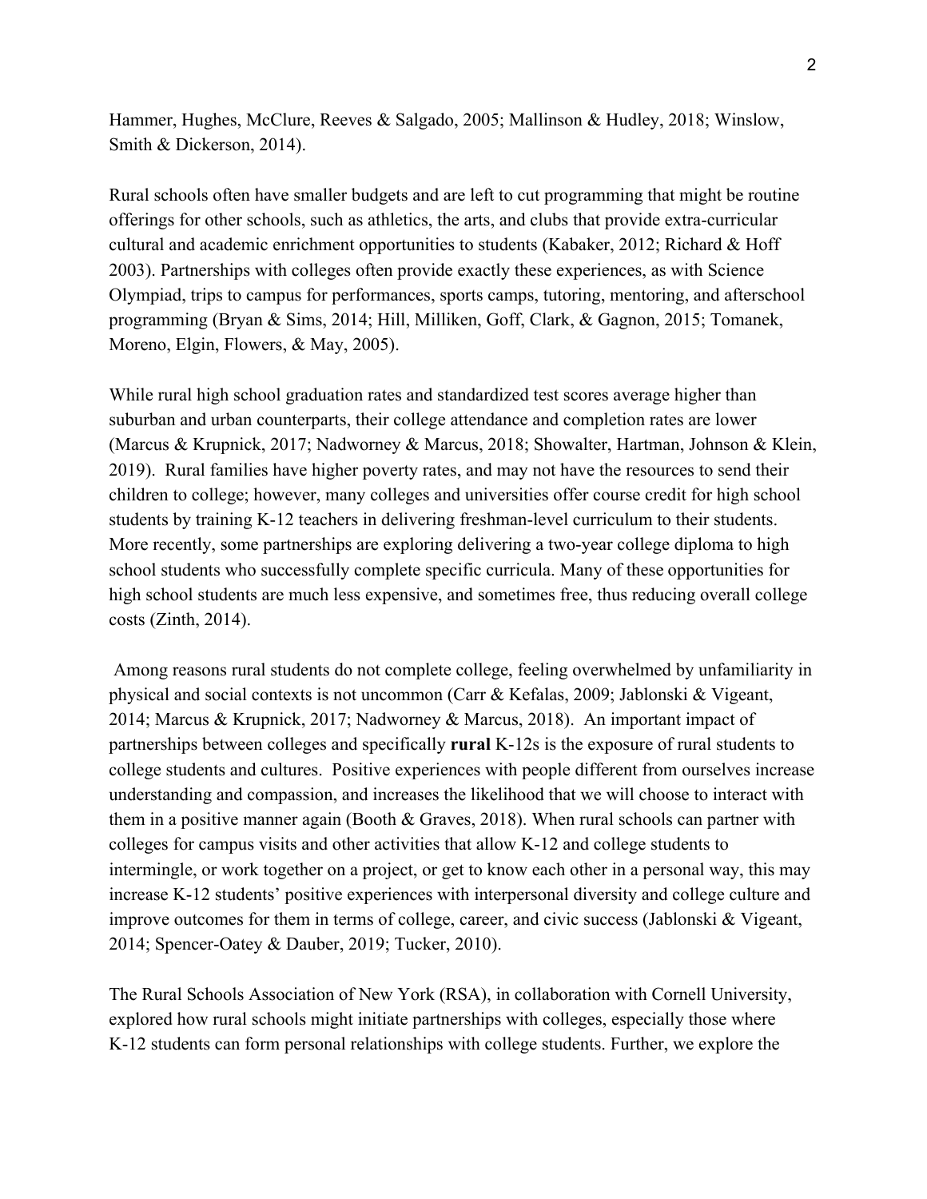Hammer, Hughes, McClure, Reeves & Salgado, 2005; Mallinson & Hudley, 2018; Winslow, Smith & Dickerson, 2014).

Rural schools often have smaller budgets and are left to cut programming that might be routine offerings for other schools, such as athletics, the arts, and clubs that provide extra-curricular cultural and academic enrichment opportunities to students (Kabaker, 2012; Richard & Hoff 2003). Partnerships with colleges often provide exactly these experiences, as with Science Olympiad, trips to campus for performances, sports camps, tutoring, mentoring, and afterschool programming (Bryan & Sims, 2014; Hill, Milliken, Goff, Clark, & Gagnon, 2015; Tomanek, Moreno, Elgin, Flowers, & May, 2005).

While rural high school graduation rates and standardized test scores average higher than suburban and urban counterparts, their college attendance and completion rates are lower (Marcus & Krupnick, 2017; Nadworney & Marcus, 2018; Showalter, Hartman, Johnson & Klein, 2019). Rural families have higher poverty rates, and may not have the resources to send their children to college; however, many colleges and universities offer course credit for high school students by training K-12 teachers in delivering freshman-level curriculum to their students. More recently, some partnerships are exploring delivering a two-year college diploma to high school students who successfully complete specific curricula. Many of these opportunities for high school students are much less expensive, and sometimes free, thus reducing overall college costs (Zinth, 2014).

Among reasons rural students do not complete college, feeling overwhelmed by unfamiliarity in physical and social contexts is not uncommon (Carr & Kefalas, 2009; Jablonski & Vigeant, 2014; Marcus & Krupnick, 2017; Nadworney & Marcus, 2018). An important impact of partnerships between colleges and specifically **rural** K-12s is the exposure of rural students to college students and cultures. Positive experiences with people different from ourselves increase understanding and compassion, and increases the likelihood that we will choose to interact with them in a positive manner again (Booth & Graves, 2018). When rural schools can partner with colleges for campus visits and other activities that allow K-12 and college students to intermingle, or work together on a project, or get to know each other in a personal way, this may increase K-12 students' positive experiences with interpersonal diversity and college culture and improve outcomes for them in terms of college, career, and civic success (Jablonski & Vigeant, 2014; Spencer-Oatey & Dauber, 2019; Tucker, 2010).

The Rural Schools Association of New York (RSA), in collaboration with Cornell University, explored how rural schools might initiate partnerships with colleges, especially those where K-12 students can form personal relationships with college students. Further, we explore the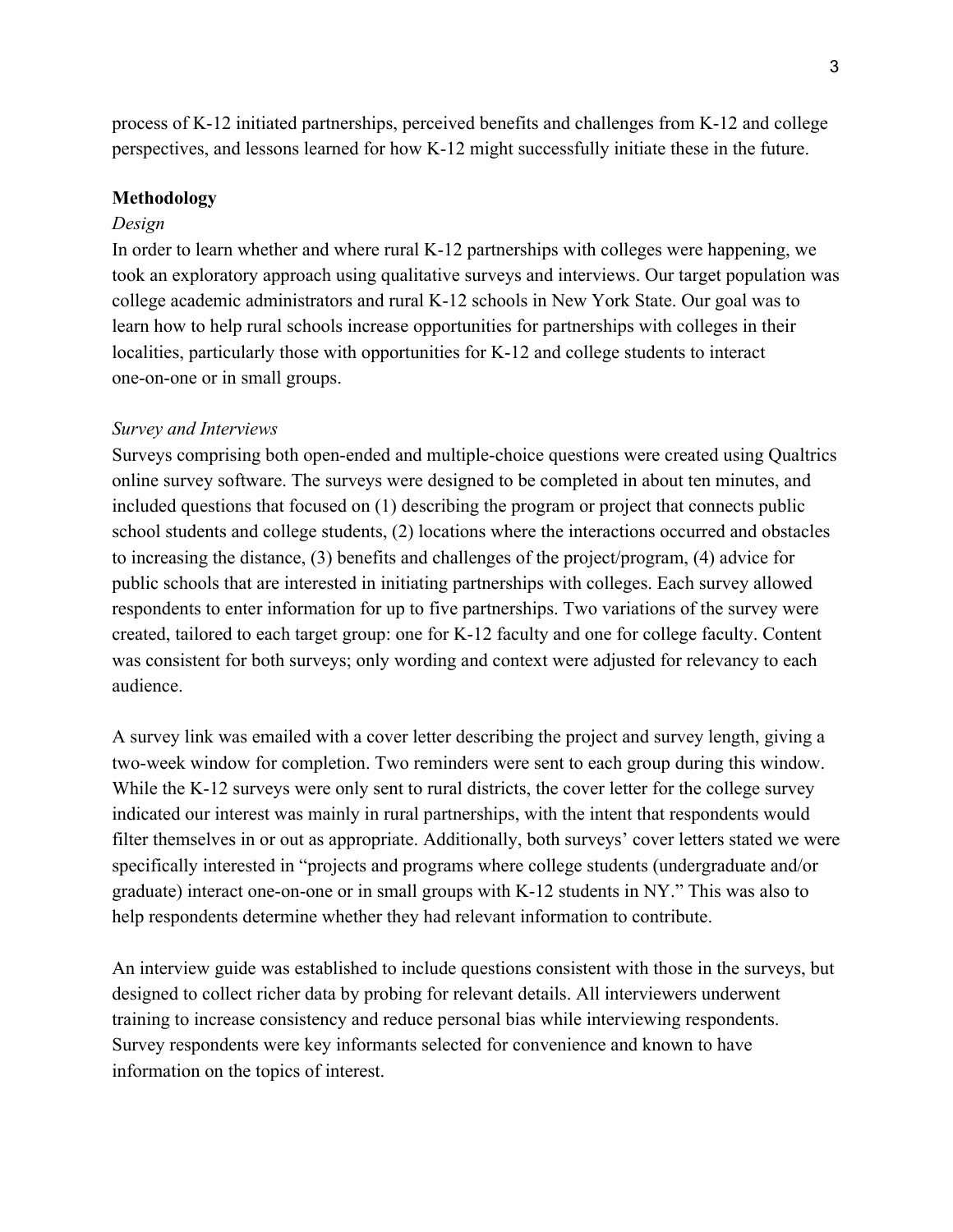process of K-12 initiated partnerships, perceived benefits and challenges from K-12 and college perspectives, and lessons learned for how K-12 might successfully initiate these in the future.

## Methodology

### *Design*

In order to learn whether and where rural K-12 partnerships with colleges were happening, we took an exploratory approach using qualitative surveys and interviews. Our target population was college academic administrators and rural K-12 schools in New York State. Our goal was to learn how to help rural schools increase opportunities for partnerships with colleges in their localities, particularly those with opportunities for K-12 and college students to interact one-on-one or in small groups.

### *Survey and Interviews*

Surveys comprising both open-ended and multiple-choice questions were created using Qualtrics online survey software. The surveys were designed to be completed in about ten minutes, and included questions that focused on (1) describing the program or project that connects public school students and college students, (2) locations where the interactions occurred and obstacles to increasing the distance, (3) benefits and challenges of the project/program, (4) advice for public schools that are interested in initiating partnerships with colleges. Each survey allowed respondents to enter information for up to five partnerships. Two variations of the survey were created, tailored to each target group: one for K-12 faculty and one for college faculty. Content was consistent for both surveys; only wording and context were adjusted for relevancy to each audience.

A survey link was emailed with a cover letter describing the project and survey length, giving a two-week window for completion. Two reminders were sent to each group during this window. While the K-12 surveys were only sent to rural districts, the cover letter for the college survey indicated our interest was mainly in rural partnerships, with the intent that respondents would filter themselves in or out as appropriate. Additionally, both surveys' cover letters stated we were specifically interested in "projects and programs where college students (undergraduate and/or graduate) interact one-on-one or in small groups with K-12 students in NY." This was also to help respondents determine whether they had relevant information to contribute.

An interview guide was established to include questions consistent with those in the surveys, but designed to collect richer data by probing for relevant details. All interviewers underwent training to increase consistency and reduce personal bias while interviewing respondents. Survey respondents were key informants selected for convenience and known to have information on the topics of interest.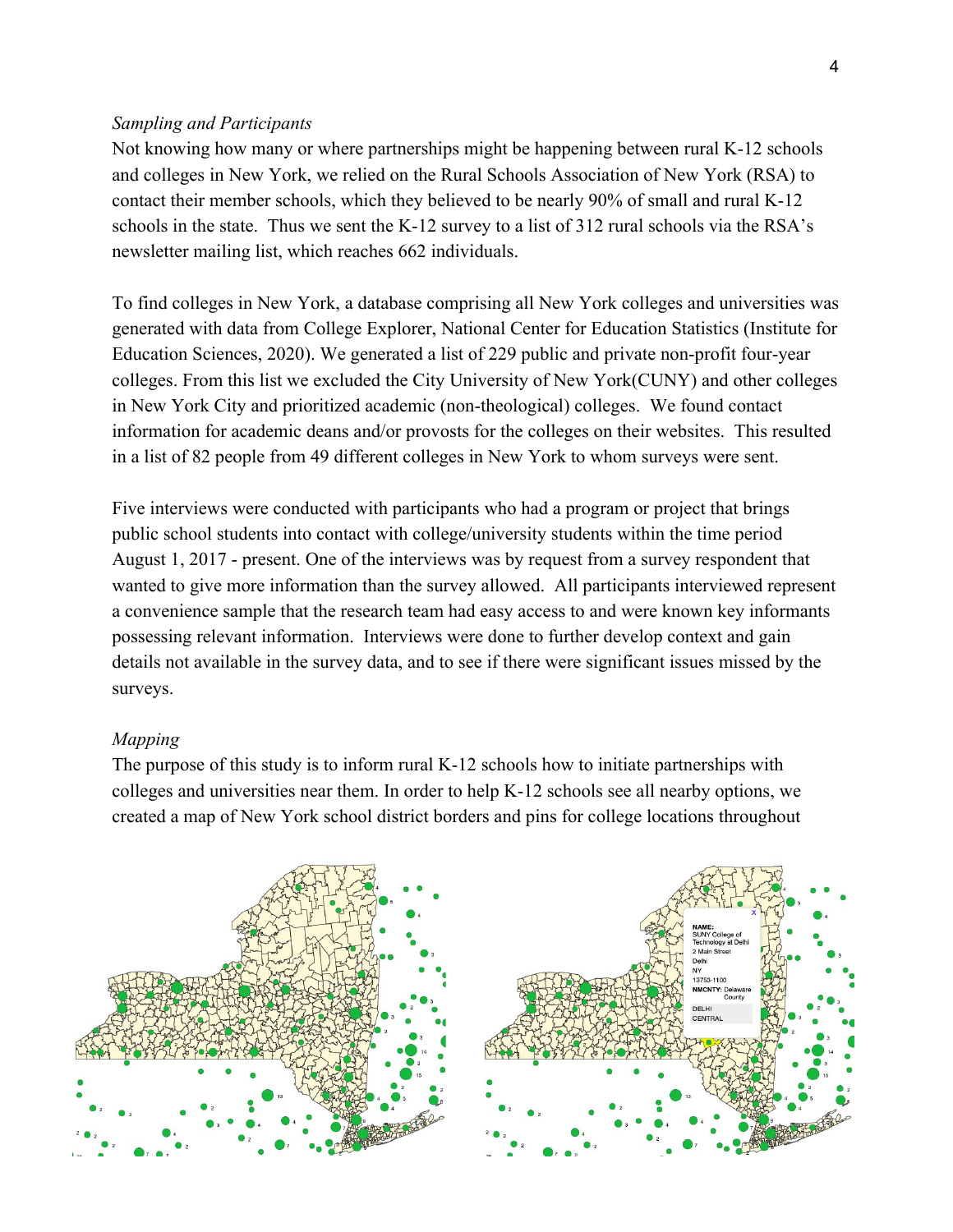*Sampling and Participants*

Not knowing how many or where partnerships might be happening between rural K-12 schools and colleges in New York, we relied on the Rural Schools Association of New York (RSA) to contact their member schools, which they believed to be nearly 90% of small and rural K-12 schools in the state. Thus we sent the K-12 survey to a list of 312 rural schools via the RSA's newsletter mailing list, which reaches 662 individuals.

To find colleges in New York, a database comprising all New York colleges and universities was generated with data from College Explorer, National Center for Education Statistics (Institute for Education Sciences, 2020). We generated a list of 229 public and private non-profit four-year colleges. From this list we excluded the City University of New York(CUNY) and other colleges in New York City and prioritized academic (non-theological) colleges. We found contact information for academic deans and/or provosts for the colleges on their websites. This resulted in a list of 82 people from 49 different colleges in New York to whom surveys were sent.

Five interviews were conducted with participants who had a program or project that brings public school students into contact with college/university students within the time period August 1, 2017 - present. One of the interviews was by request from a survey respondent that wanted to give more information than the survey allowed. All participants interviewed represent a convenience sample that the research team had easy access to and were known key informants possessing relevant information. Interviews were done to further develop context and gain details not available in the survey data, and to see if there were significant issues missed by the surveys.

*Mapping*

The purpose of this study is to inform rural K-12 schools how to initiate partnerships with colleges and universities near them. In order to help K-12 schools see all nearby options, we created a map of New York school district borders and pins for college locations throughout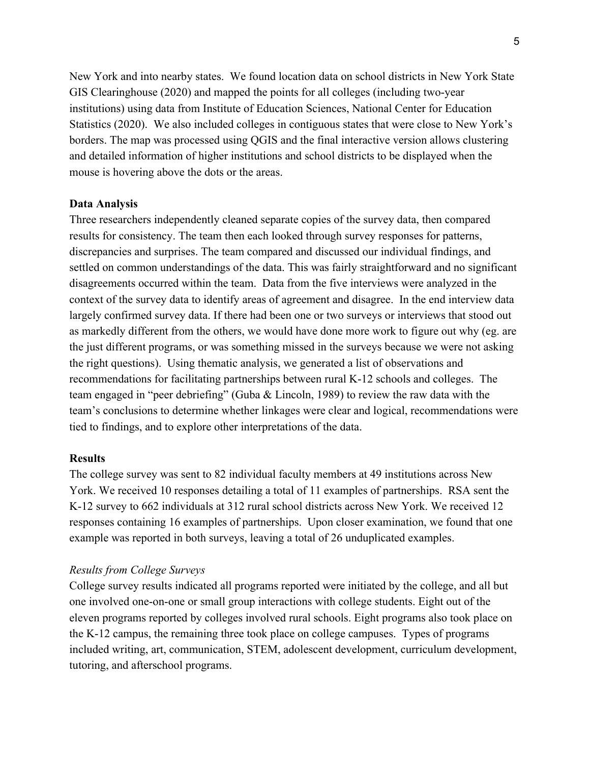New York and into nearby states. We found location data on school districts in New York State GIS Clearinghouse (2020) and mapped the points for all colleges (including two-year institutions) using data from Institute of Education Sciences, National Center for Education Statistics (2020). We also included colleges in contiguous states that were close to New York's borders. The map was processed using QGIS and the final interactive version allows clustering and detailed information of higher institutions and school districts to be displayed when the mouse is hovering above the dots or the areas.

**Data Analysis**

Three researchers independently cleaned separate copies of the survey data, then compared results for consistency. The team then each looked through survey responses for patterns, discrepancies and surprises. The team compared and discussed our individual findings, and settled on common understandings of the data. This was fairly straightforward and no significant disagreements occurred within the team. Data from the five interviews were analyzed in the context of the survey data to identify areas of agreement and disagree. In the end interview data largely confirmed survey data. If there had been one or two surveys or interviews that stood out as markedly different from the others, we would have done more work to figure out why (eg. are the just different programs, or was something missed in the surveys because we were not asking the right questions). Using thematic analysis, we generated a list of observations and recommendations for facilitating partnerships between rural K-12 schools and colleges. The team engaged in "peer debriefing" (Guba & Lincoln, 1989) to review the raw data with the team's conclusions to determine whether linkages were clear and logical, recommendations were tied to findings, and to explore other interpretations of the data.

**Results**

The college survey was sent to 82 individual faculty members at 49 institutions across New York. We received 10 responses detailing a total of 11 examples of partnerships. RSA sent the K-12 survey to 662 individuals at 312 rural school districts across New York. We received 12 responses containing 16 examples of partnerships. Upon closer examination, we found that one example was reported in both surveys, leaving a total of 26 unduplicated examples.

*Results from College Surveys*

College survey results indicated all programs reported were initiated by the college, and all but one involved one-on-one or small group interactions with college students. Eight out of the eleven programs reported by colleges involved rural schools. Eight programs also took place on the K-12 campus, the remaining three took place on college campuses. Types of programs included writing, art, communication, STEM, adolescent development, curriculum development, tutoring, and afterschool programs.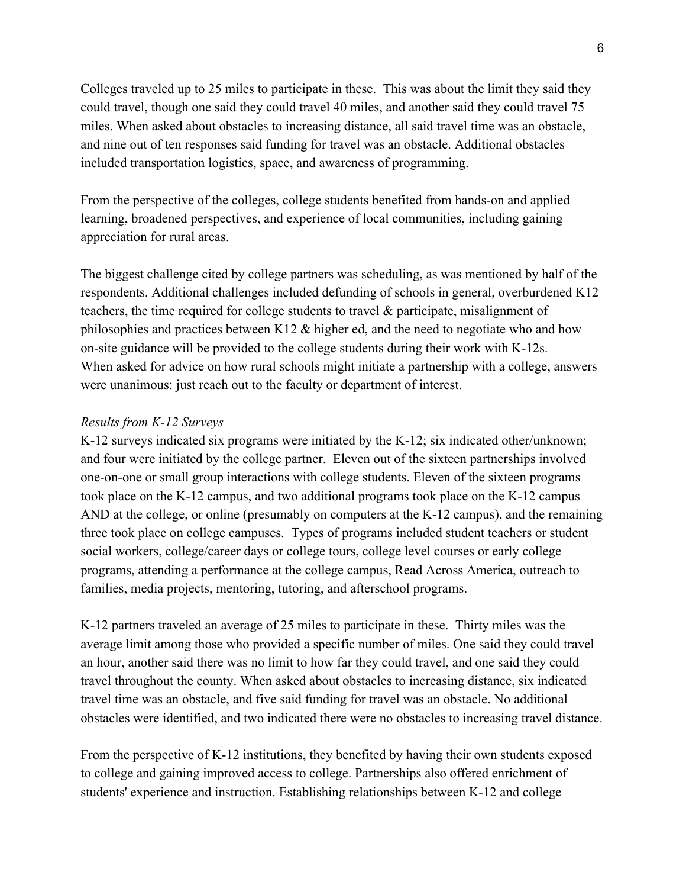Colleges traveled up to 25 miles to participate in these. This was about the limit they said they could travel, though one said they could travel 40 miles, and another said they could travel 75 miles. When asked about obstacles to increasing distance, all said travel time was an obstacle, and nine out of ten responses said funding for travel was an obstacle. Additional obstacles included transportation logistics, space, and awareness of programming.

From the perspective of the colleges, college students benefited from hands-on and applied learning, broadened perspectives, and experience of local communities, including gaining appreciation for rural areas.

The biggest challenge cited by college partners was scheduling, as was mentioned by half of the respondents. Additional challenges included defunding of schools in general, overburdened K12 teachers, the time required for college students to travel & participate, misalignment of philosophies and practices between K12 & higher ed, and the need to negotiate who and how on-site guidance will be provided to the college students during their work with K-12s. When asked for advice on how rural schools might initiate a partnership with a college, answers were unanimous: just reach out to the faculty or department of interest.

*Results from K-12 Surveys*

K-12 surveys indicated six programs were initiated by the K-12; six indicated other/unknown; and four were initiated by the college partner. Eleven out of the sixteen partnerships involved one-on-one or small group interactions with college students. Eleven of the sixteen programs took place on the K-12 campus, and two additional programs took place on the K-12 campus AND at the college, or online (presumably on computers at the K-12 campus), and the remaining three took place on college campuses. Types of programs included student teachers or student social workers, college/career days or college tours, college level courses or early college programs, attending a performance at the college campus, Read Across America, outreach to families, media projects, mentoring, tutoring, and afterschool programs.

K-12 partners traveled an average of 25 miles to participate in these. Thirty miles was the average limit among those who provided a specific number of miles. One said they could travel an hour, another said there was no limit to how far they could travel, and one said they could travel throughout the county. When asked about obstacles to increasing distance, six indicated travel time was an obstacle, and five said funding for travel was an obstacle. No additional obstacles were identified, and two indicated there were no obstacles to increasing travel distance.

From the perspective of K-12 institutions, they benefited by having their own students exposed to college and gaining improved access to college. Partnerships also offered enrichment of students' experience and instruction. Establishing relationships between K-12 and college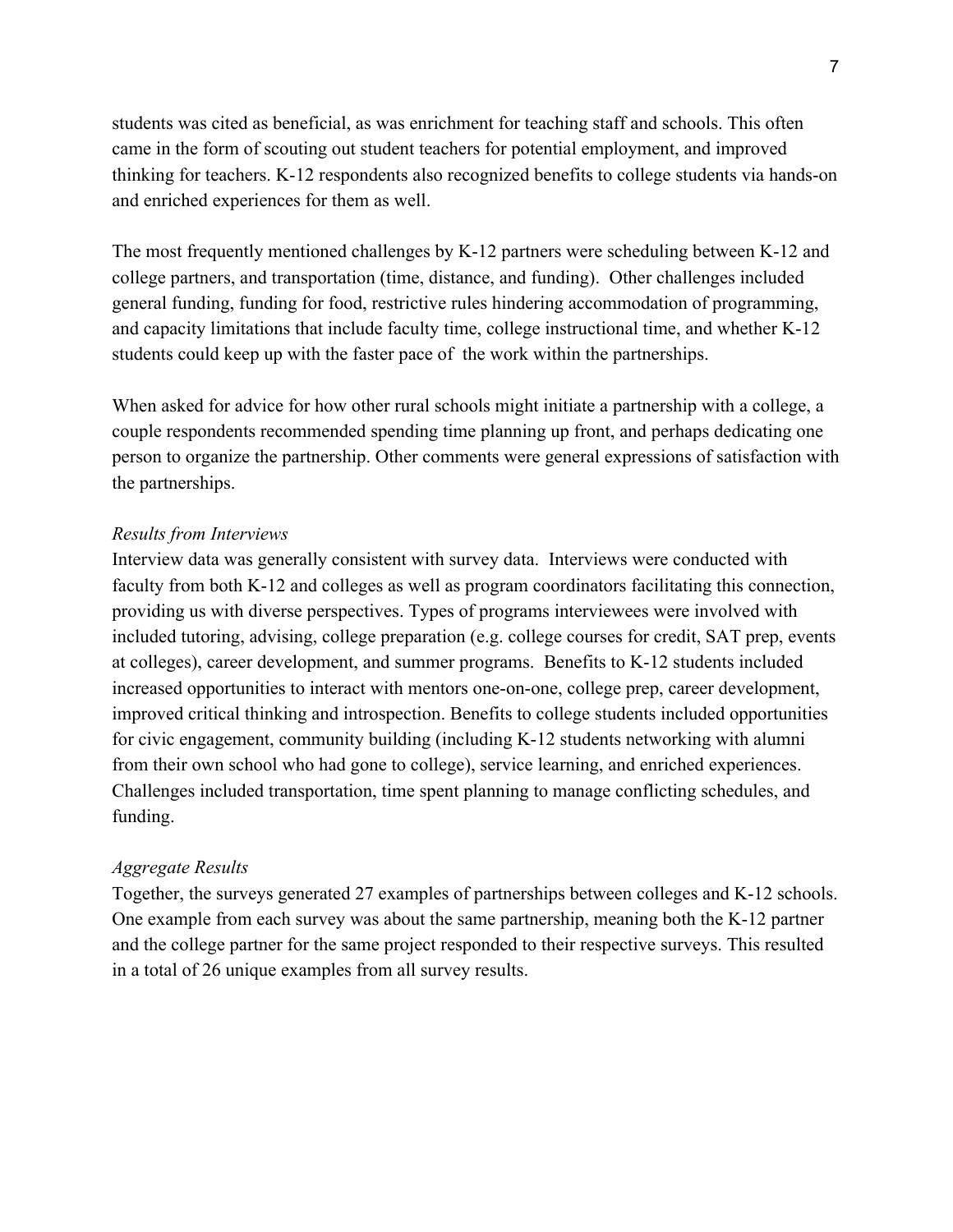students was cited as beneficial, as was enrichment for teaching staff and schools. This often came in the form of scouting out student teachers for potential employment, and improved thinking for teachers. K-12 respondents also recognized benefits to college students via hands-on and enriched experiences for them as well.

The most frequently mentioned challenges by K-12 partners were scheduling between K-12 and college partners, and transportation (time, distance, and funding). Other challenges included general funding, funding for food, restrictive rules hindering accommodation of programming, and capacity limitations that include faculty time, college instructional time, and whether K-12 students could keep up with the faster pace of the work within the partnerships.

When asked for advice for how other rural schools might initiate a partnership with a college, a couple respondents recommended spending time planning up front, and perhaps dedicating one person to organize the partnership. Other comments were general expressions of satisfaction with the partnerships.

*Results from Interviews*

Interview data was generally consistent with survey data. Interviews were conducted with faculty from both K-12 and colleges as well as program coordinators facilitating this connection, providing us with diverse perspectives. Types of programs interviewees were involved with included tutoring, advising, college preparation (e.g. college courses for credit, SAT prep, events at colleges), career development, and summer programs. Benefits to K-12 students included increased opportunities to interact with mentors one-on-one, college prep, career development, improved critical thinking and introspection. Benefits to college students included opportunities for civic engagement, community building (including K-12 students networking with alumni from their own school who had gone to college), service learning, and enriched experiences. Challenges included transportation, time spent planning to manage conflicting schedules, and funding.

*Aggregate Results*

Together, the surveys generated 27 examples of partnerships between colleges and K-12 schools. One example from each survey was about the same partnership, meaning both the K-12 partner and the college partner for the same project responded to their respective surveys. This resulted in a total of 26 unique examples from all survey results.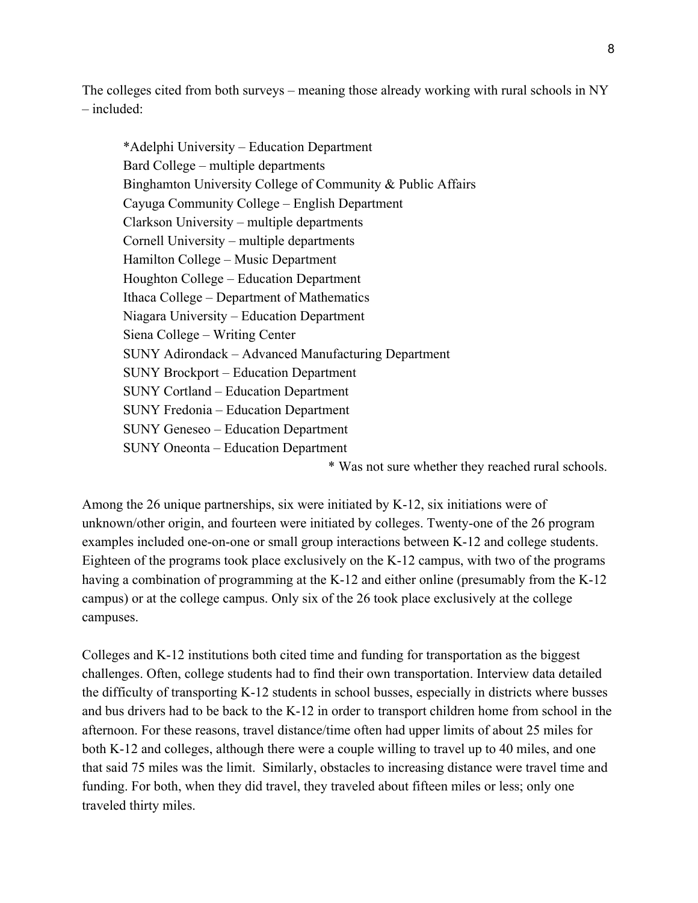The colleges cited from both surveys – meaning those already working with rural schools in NY – included:

*Adelphi University – Education Department
Bard College – multiple departments
Binghamton University College of Community & Public Affairs
Cayuga Community College – English Department
Clarkson University – multiple departments
Cornell University – multiple departments
Hamilton College – Music Department
Houghton College – Education Department
Ithaca College – Department of Mathematics
Niagara University – Education Department
Siena College – Writing Center
SUNY Adirondack – Advanced Manufacturing Department
SUNY Brockport – Education Department
SUNY Cortland – Education Department
SUNY Fredonia – Education Department
SUNY Geneseo – Education Department
SUNY Oneonta – Education Department

\* Was not sure whether they reached rural schools.

Among the 26 unique partnerships, six were initiated by K-12, six initiations were of unknown/other origin, and fourteen were initiated by colleges. Twenty-one of the 26 program examples included one-on-one or small group interactions between K-12 and college students. Eighteen of the programs took place exclusively on the K-12 campus, with two of the programs having a combination of programming at the K-12 and either online (presumably from the K-12 campus) or at the college campus. Only six of the 26 took place exclusively at the college campuses.

Colleges and K-12 institutions both cited time and funding for transportation as the biggest challenges. Often, college students had to find their own transportation. Interview data detailed the difficulty of transporting K-12 students in school busses, especially in districts where busses and bus drivers had to be back to the K-12 in order to transport children home from school in the afternoon. For these reasons, travel distance/time often had upper limits of about 25 miles for both K-12 and colleges, although there were a couple willing to travel up to 40 miles, and one that said 75 miles was the limit. Similarly, obstacles to increasing distance were travel time and funding. For both, when they did travel, they traveled about fifteen miles or less; only one traveled thirty miles.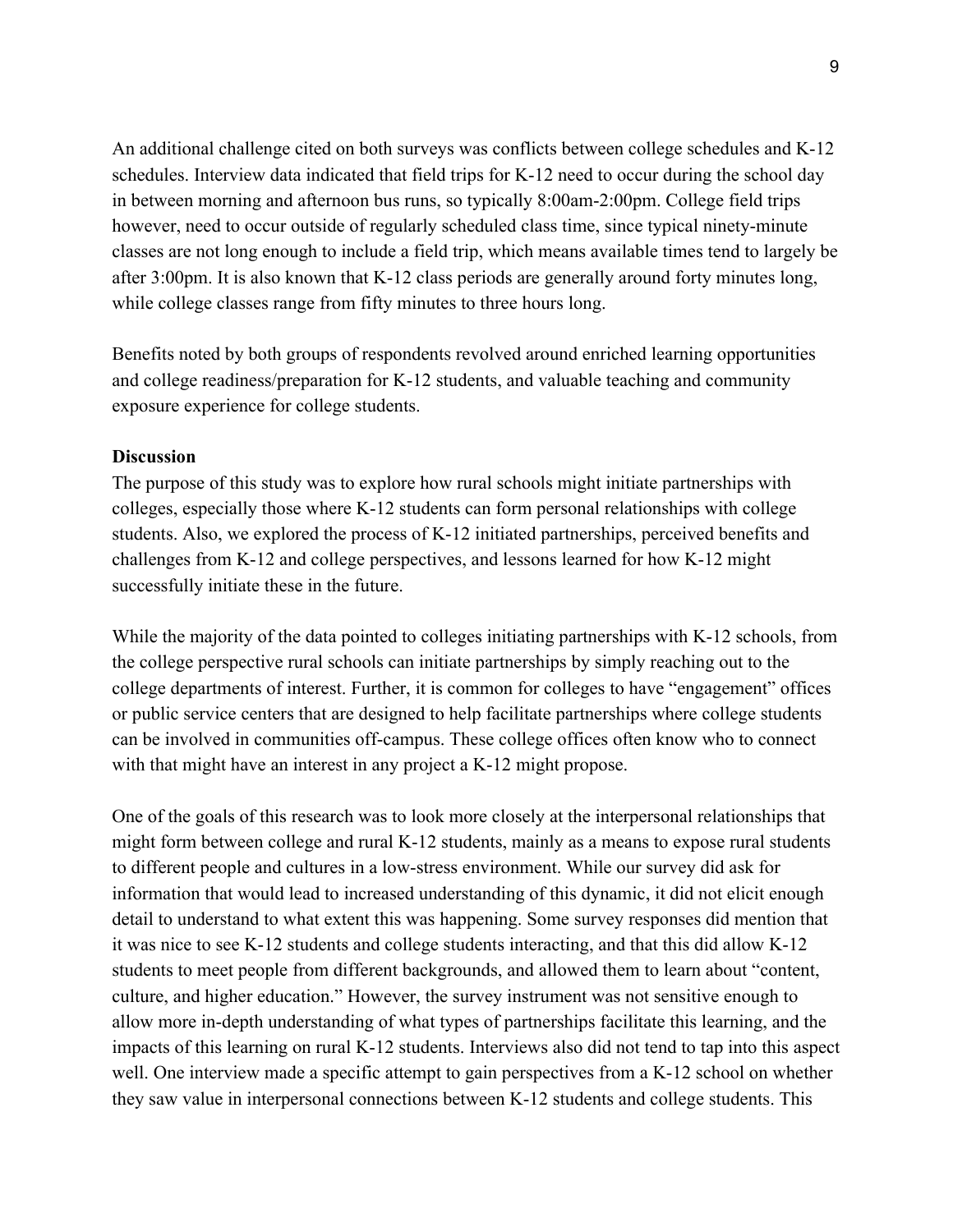An additional challenge cited on both surveys was conflicts between college schedules and K-12 schedules. Interview data indicated that field trips for K-12 need to occur during the school day in between morning and afternoon bus runs, so typically 8:00am-2:00pm. College field trips however, need to occur outside of regularly scheduled class time, since typical ninety-minute classes are not long enough to include a field trip, which means available times tend to largely be after 3:00pm. It is also known that K-12 class periods are generally around forty minutes long, while college classes range from fifty minutes to three hours long.

Benefits noted by both groups of respondents revolved around enriched learning opportunities and college readiness/preparation for K-12 students, and valuable teaching and community exposure experience for college students.

**Discussion**

The purpose of this study was to explore how rural schools might initiate partnerships with colleges, especially those where K-12 students can form personal relationships with college students. Also, we explored the process of K-12 initiated partnerships, perceived benefits and challenges from K-12 and college perspectives, and lessons learned for how K-12 might successfully initiate these in the future.

While the majority of the data pointed to colleges initiating partnerships with K-12 schools, from the college perspective rural schools can initiate partnerships by simply reaching out to the college departments of interest. Further, it is common for colleges to have "engagement" offices or public service centers that are designed to help facilitate partnerships where college students can be involved in communities off-campus. These college offices often know who to connect with that might have an interest in any project a K-12 might propose.

One of the goals of this research was to look more closely at the interpersonal relationships that might form between college and rural K-12 students, mainly as a means to expose rural students to different people and cultures in a low-stress environment. While our survey did ask for information that would lead to increased understanding of this dynamic, it did not elicit enough detail to understand to what extent this was happening. Some survey responses did mention that it was nice to see K-12 students and college students interacting, and that this did allow K-12 students to meet people from different backgrounds, and allowed them to learn about "content, culture, and higher education." However, the survey instrument was not sensitive enough to allow more in-depth understanding of what types of partnerships facilitate this learning, and the impacts of this learning on rural K-12 students. Interviews also did not tend to tap into this aspect well. One interview made a specific attempt to gain perspectives from a K-12 school on whether they saw value in interpersonal connections between K-12 students and college students. This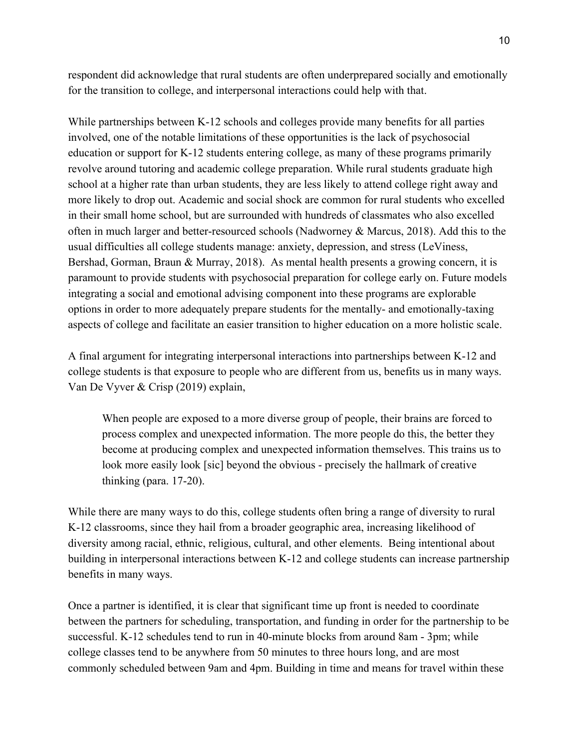respondent did acknowledge that rural students are often underprepared socially and emotionally for the transition to college, and interpersonal interactions could help with that.

While partnerships between K-12 schools and colleges provide many benefits for all parties involved, one of the notable limitations of these opportunities is the lack of psychosocial education or support for K-12 students entering college, as many of these programs primarily revolve around tutoring and academic college preparation. While rural students graduate high school at a higher rate than urban students, they are less likely to attend college right away and more likely to drop out. Academic and social shock are common for rural students who excelled in their small home school, but are surrounded with hundreds of classmates who also excelled often in much larger and better-resourced schools (Nadworney & Marcus, 2018). Add this to the usual difficulties all college students manage: anxiety, depression, and stress (LeViness, Bershad, Gorman, Braun & Murray, 2018). As mental health presents a growing concern, it is paramount to provide students with psychosocial preparation for college early on. Future models integrating a social and emotional advising component into these programs are explorable options in order to more adequately prepare students for the mentally- and emotionally-taxing aspects of college and facilitate an easier transition to higher education on a more holistic scale.

A final argument for integrating interpersonal interactions into partnerships between K-12 and college students is that exposure to people who are different from us, benefits us in many ways. Van De Vyver & Crisp (2019) explain,

> When people are exposed to a more diverse group of people, their brains are forced to process complex and unexpected information. The more people do this, the better they become at producing complex and unexpected information themselves. This trains us to look more easily look [sic] beyond the obvious - precisely the hallmark of creative thinking (para. 17-20).

While there are many ways to do this, college students often bring a range of diversity to rural K-12 classrooms, since they hail from a broader geographic area, increasing likelihood of diversity among racial, ethnic, religious, cultural, and other elements. Being intentional about building in interpersonal interactions between K-12 and college students can increase partnership benefits in many ways.

Once a partner is identified, it is clear that significant time up front is needed to coordinate between the partners for scheduling, transportation, and funding in order for the partnership to be successful. K-12 schedules tend to run in 40-minute blocks from around 8am - 3pm; while college classes tend to be anywhere from 50 minutes to three hours long, and are most commonly scheduled between 9am and 4pm. Building in time and means for travel within these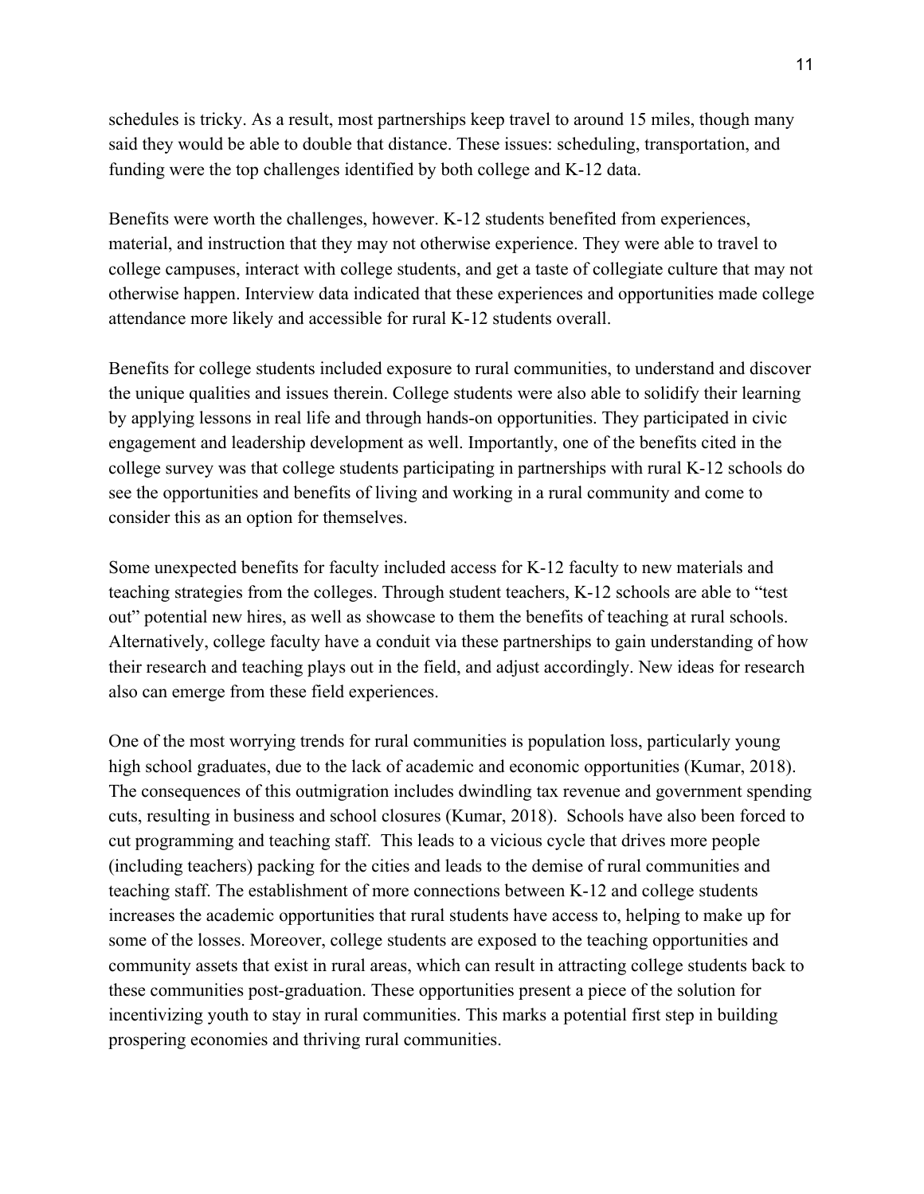schedules is tricky. As a result, most partnerships keep travel to around 15 miles, though many said they would be able to double that distance. These issues: scheduling, transportation, and funding were the top challenges identified by both college and K-12 data.

Benefits were worth the challenges, however. K-12 students benefited from experiences, material, and instruction that they may not otherwise experience. They were able to travel to college campuses, interact with college students, and get a taste of collegiate culture that may not otherwise happen. Interview data indicated that these experiences and opportunities made college attendance more likely and accessible for rural K-12 students overall.

Benefits for college students included exposure to rural communities, to understand and discover the unique qualities and issues therein. College students were also able to solidify their learning by applying lessons in real life and through hands-on opportunities. They participated in civic engagement and leadership development as well. Importantly, one of the benefits cited in the college survey was that college students participating in partnerships with rural K-12 schools do see the opportunities and benefits of living and working in a rural community and come to consider this as an option for themselves.

Some unexpected benefits for faculty included access for K-12 faculty to new materials and teaching strategies from the colleges. Through student teachers, K-12 schools are able to "test out" potential new hires, as well as showcase to them the benefits of teaching at rural schools. Alternatively, college faculty have a conduit via these partnerships to gain understanding of how their research and teaching plays out in the field, and adjust accordingly. New ideas for research also can emerge from these field experiences.

One of the most worrying trends for rural communities is population loss, particularly young high school graduates, due to the lack of academic and economic opportunities (Kumar, 2018). The consequences of this outmigration includes dwindling tax revenue and government spending cuts, resulting in business and school closures (Kumar, 2018). Schools have also been forced to cut programming and teaching staff. This leads to a vicious cycle that drives more people (including teachers) packing for the cities and leads to the demise of rural communities and teaching staff. The establishment of more connections between K-12 and college students increases the academic opportunities that rural students have access to, helping to make up for some of the losses. Moreover, college students are exposed to the teaching opportunities and community assets that exist in rural areas, which can result in attracting college students back to these communities post-graduation. These opportunities present a piece of the solution for incentivizing youth to stay in rural communities. This marks a potential first step in building prospering economies and thriving rural communities.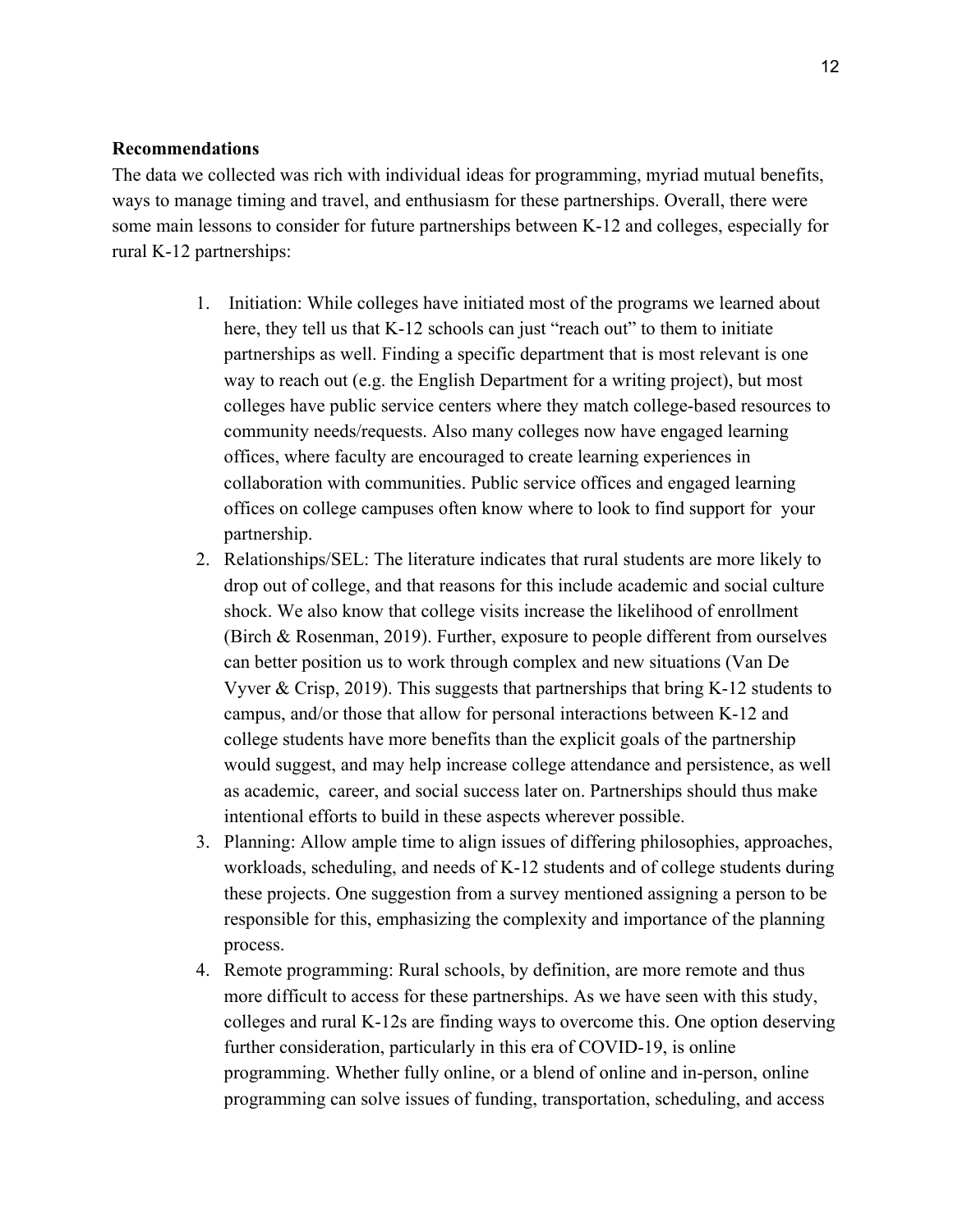**Recommendations**

The data we collected was rich with individual ideas for programming, myriad mutual benefits, ways to manage timing and travel, and enthusiasm for these partnerships. Overall, there were some main lessons to consider for future partnerships between K-12 and colleges, especially for rural K-12 partnerships:

1. Initiation: While colleges have initiated most of the programs we learned about here, they tell us that K-12 schools can just "reach out" to them to initiate partnerships as well. Finding a specific department that is most relevant is one way to reach out (e.g. the English Department for a writing project), but most colleges have public service centers where they match college-based resources to community needs/requests. Also many colleges now have engaged learning offices, where faculty are encouraged to create learning experiences in collaboration with communities. Public service offices and engaged learning offices on college campuses often know where to look to find support for your partnership.
2. Relationships/SEL: The literature indicates that rural students are more likely to drop out of college, and that reasons for this include academic and social culture shock. We also know that college visits increase the likelihood of enrollment (Birch & Rosenman, 2019). Further, exposure to people different from ourselves can better position us to work through complex and new situations (Van De Vyver & Crisp, 2019). This suggests that partnerships that bring K-12 students to campus, and/or those that allow for personal interactions between K-12 and college students have more benefits than the explicit goals of the partnership would suggest, and may help increase college attendance and persistence, as well as academic, career, and social success later on. Partnerships should thus make intentional efforts to build in these aspects wherever possible.
3. Planning: Allow ample time to align issues of differing philosophies, approaches, workloads, scheduling, and needs of K-12 students and of college students during these projects. One suggestion from a survey mentioned assigning a person to be responsible for this, emphasizing the complexity and importance of the planning process.
4. Remote programming: Rural schools, by definition, are more remote and thus more difficult to access for these partnerships. As we have seen with this study, colleges and rural K-12s are finding ways to overcome this. One option deserving further consideration, particularly in this era of COVID-19, is online programming. Whether fully online, or a blend of online and in-person, online programming can solve issues of funding, transportation, scheduling, and access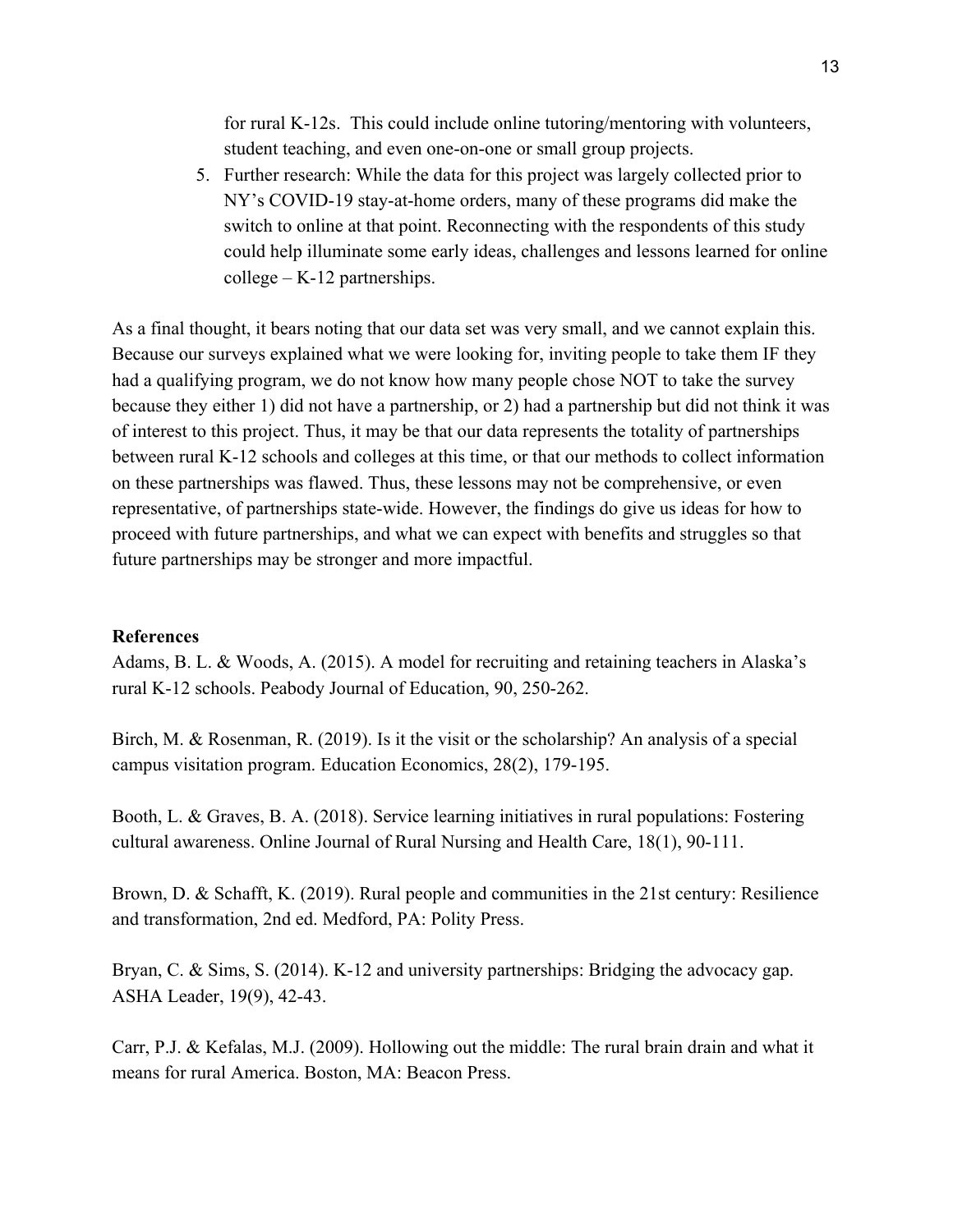for rural K-12s. This could include online tutoring/mentoring with volunteers, student teaching, and even one-on-one or small group projects.

5. Further research: While the data for this project was largely collected prior to NY's COVID-19 stay-at-home orders, many of these programs did make the switch to online at that point. Reconnecting with the respondents of this study could help illuminate some early ideas, challenges and lessons learned for online college – K-12 partnerships.

As a final thought, it bears noting that our data set was very small, and we cannot explain this. Because our surveys explained what we were looking for, inviting people to take them IF they had a qualifying program, we do not know how many people chose NOT to take the survey because they either 1) did not have a partnership, or 2) had a partnership but did not think it was of interest to this project. Thus, it may be that our data represents the totality of partnerships between rural K-12 schools and colleges at this time, or that our methods to collect information on these partnerships was flawed. Thus, these lessons may not be comprehensive, or even representative, of partnerships state-wide. However, the findings do give us ideas for how to proceed with future partnerships, and what we can expect with benefits and struggles so that future partnerships may be stronger and more impactful.

**References**

Adams, B. L. & Woods, A. (2015). A model for recruiting and retaining teachers in Alaska's rural K-12 schools. Peabody Journal of Education, 90, 250-262.

Birch, M. & Rosenman, R. (2019). Is it the visit or the scholarship? An analysis of a special campus visitation program. Education Economics, 28(2), 179-195.

Booth, L. & Graves, B. A. (2018). Service learning initiatives in rural populations: Fostering cultural awareness. Online Journal of Rural Nursing and Health Care, 18(1), 90-111.

Brown, D. & Schafft, K. (2019). Rural people and communities in the 21st century: Resilience and transformation, 2nd ed. Medford, PA: Polity Press.

Bryan, C. & Sims, S. (2014). K-12 and university partnerships: Bridging the advocacy gap. ASHA Leader, 19(9), 42-43.

Carr, P.J. & Kefalas, M.J. (2009). Hollowing out the middle: The rural brain drain and what it means for rural America. Boston, MA: Beacon Press.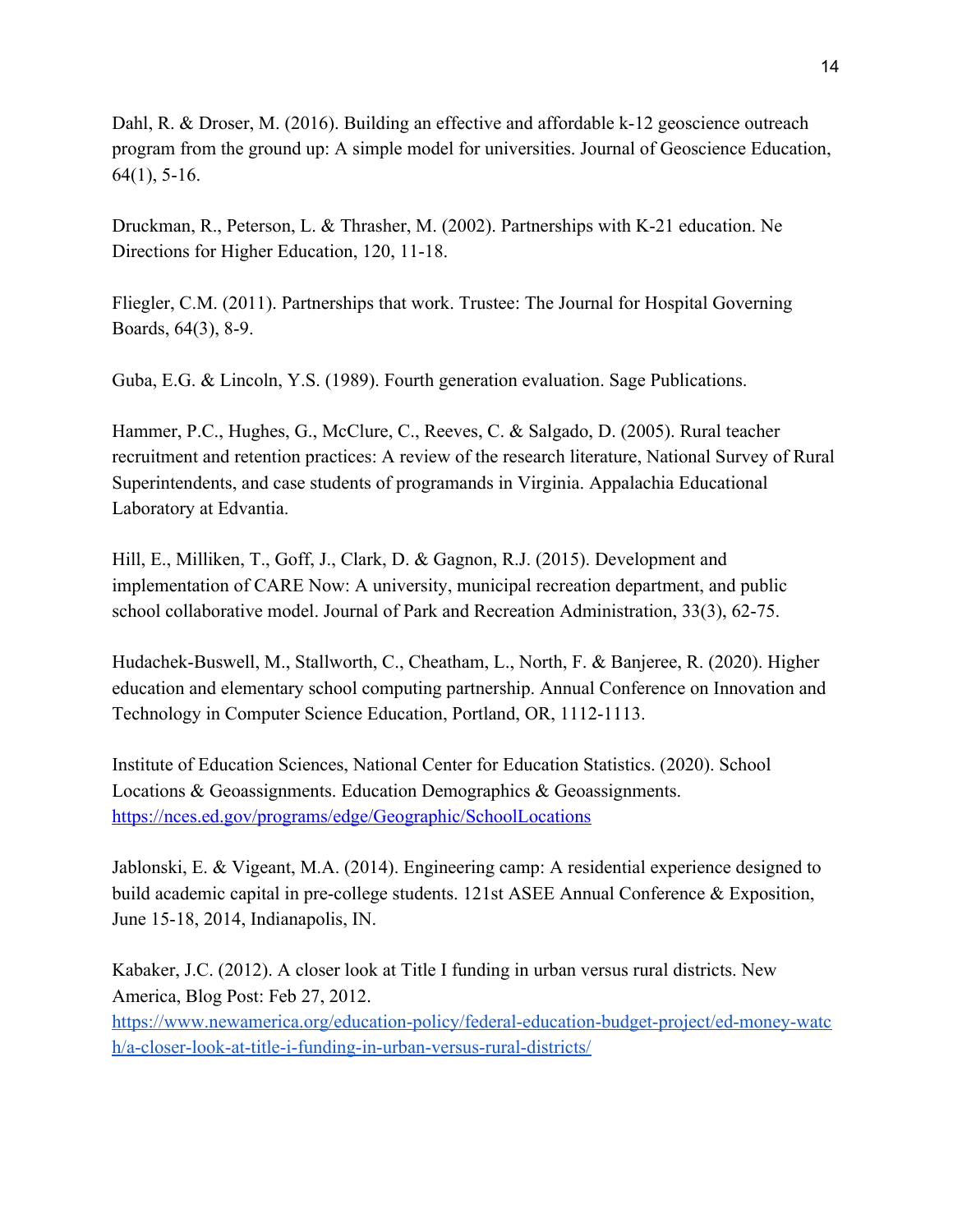Dahl, R. & Droser, M. (2016). Building an effective and affordable k-12 geoscience outreach program from the ground up: A simple model for universities. Journal of Geoscience Education, 64(1), 5-16.

Druckman, R., Peterson, L. & Thrasher, M. (2002). Partnerships with K-21 education. Ne Directions for Higher Education, 120, 11-18.

Fliegler, C.M. (2011). Partnerships that work. Trustee: The Journal for Hospital Governing Boards, 64(3), 8-9.

Guba, E.G. & Lincoln, Y.S. (1989). Fourth generation evaluation. Sage Publications.

Hammer, P.C., Hughes, G., McClure, C., Reeves, C. & Salgado, D. (2005). Rural teacher recruitment and retention practices: A review of the research literature, National Survey of Rural Superintendents, and case students of programands in Virginia. Appalachia Educational Laboratory at Edvantia.

Hill, E., Milliken, T., Goff, J., Clark, D. & Gagnon, R.J. (2015). Development and implementation of CARE Now: A university, municipal recreation department, and public school collaborative model. Journal of Park and Recreation Administration, 33(3), 62-75.

Hudachek-Buswell, M., Stallworth, C., Cheatham, L., North, F. & Banjeree, R. (2020). Higher education and elementary school computing partnership. Annual Conference on Innovation and Technology in Computer Science Education, Portland, OR, 1112-1113.

Institute of Education Sciences, National Center for Education Statistics. (2020). School Locations & Geoassignments. Education Demographics & Geoassignments. https://nces.ed.gov/programs/edge/Geographic/SchoolLocations

Jablonski, E. & Vigeant, M.A. (2014). Engineering camp: A residential experience designed to build academic capital in pre-college students. 121st ASEE Annual Conference & Exposition, June 15-18, 2014, Indianapolis, IN.

Kabaker, J.C. (2012). A closer look at Title I funding in urban versus rural districts. New America, Blog Post: Feb 27, 2012. https://www.newamerica.org/education-policy/federal-education-budget-project/ed-money-watch/a-closer-look-at-title-i-funding-in-urban-versus-rural-districts/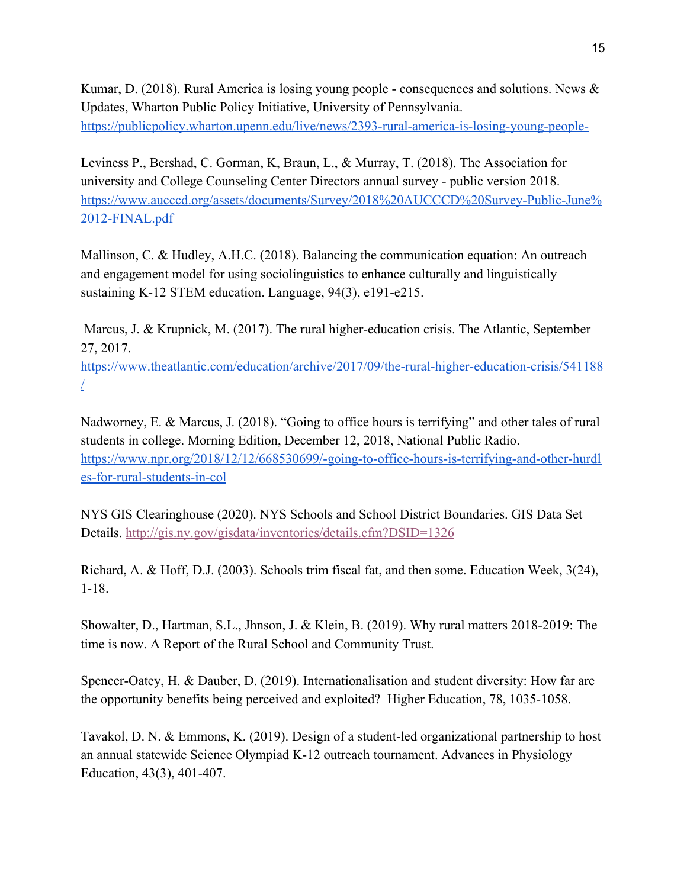Kumar, D. (2018). Rural America is losing young people - consequences and solutions. News & Updates, Wharton Public Policy Initiative, University of Pennsylvania. https://publicpolicy.wharton.upenn.edu/live/news/2393-rural-america-is-losing-young-people-

Leviness P., Bershad, C. Gorman, K, Braun, L., & Murray, T. (2018). The Association for university and College Counseling Center Directors annual survey - public version 2018. https://www.aucccd.org/assets/documents/Survey/2018%20AUCCCD%20Survey-Public-June%2012-FINAL.pdf

Mallinson, C. & Hudley, A.H.C. (2018). Balancing the communication equation: An outreach and engagement model for using sociolinguistics to enhance culturally and linguistically sustaining K-12 STEM education. Language, 94(3), e191-e215.

Marcus, J. & Krupnick, M. (2017). The rural higher-education crisis. The Atlantic, September 27, 2017. https://www.theatlantic.com/education/archive/2017/09/the-rural-higher-education-crisis/541188/

Nadworney, E. & Marcus, J. (2018). “Going to office hours is terrifying” and other tales of rural students in college. Morning Edition, December 12, 2018, National Public Radio. https://www.npr.org/2018/12/12/668530699/-going-to-office-hours-is-terrifying-and-other-hurdles-for-rural-students-in-col

NYS GIS Clearinghouse (2020). NYS Schools and School District Boundaries. GIS Data Set Details. http://gis.ny.gov/gisdata/inventories/details.cfm?DSID=1326

Richard, A. & Hoff, D.J. (2003). Schools trim fiscal fat, and then some. Education Week, 3(24), 1-18.

Showalter, D., Hartman, S.L., Jhnson, J. & Klein, B. (2019). Why rural matters 2018-2019: The time is now. A Report of the Rural School and Community Trust.

Spencer-Oatey, H. & Dauber, D. (2019). Internationalisation and student diversity: How far are the opportunity benefits being perceived and exploited? Higher Education, 78, 1035-1058.

Tavakol, D. N. & Emmons, K. (2019). Design of a student-led organizational partnership to host an annual statewide Science Olympiad K-12 outreach tournament. Advances in Physiology Education, 43(3), 401-407.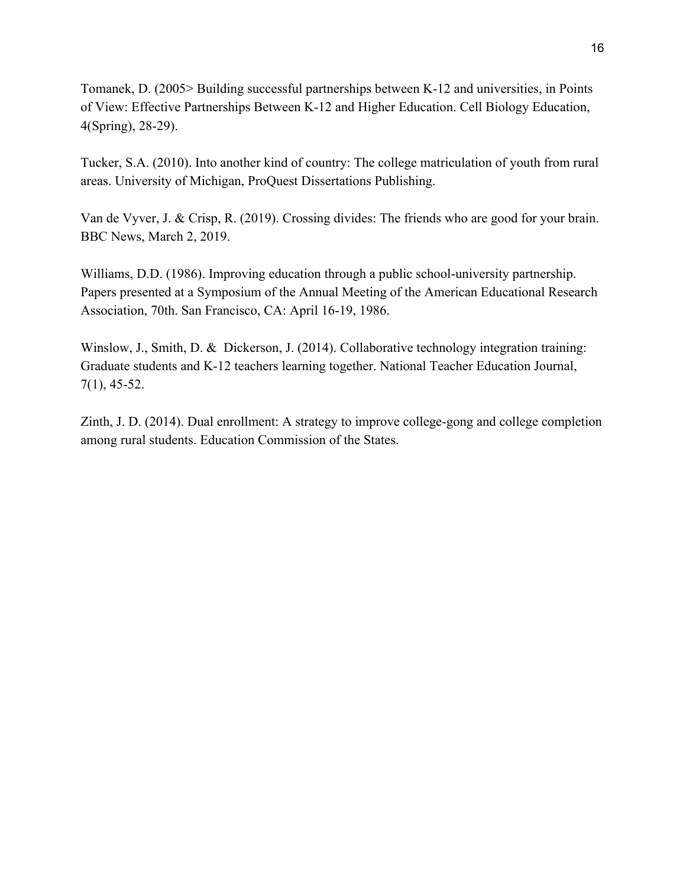Tomanek, D. (2005> Building successful partnerships between K-12 and universities, in Points of View: Effective Partnerships Between K-12 and Higher Education. Cell Biology Education, 4(Spring), 28-29).

Tucker, S.A. (2010). Into another kind of country: The college matriculation of youth from rural areas. University of Michigan, ProQuest Dissertations Publishing.

Van de Vyver, J. & Crisp, R. (2019). Crossing divides: The friends who are good for your brain. BBC News, March 2, 2019.

Williams, D.D. (1986). Improving education through a public school-university partnership. Papers presented at a Symposium of the Annual Meeting of the American Educational Research Association, 70th. San Francisco, CA: April 16-19, 1986.

Winslow, J., Smith, D. & Dickerson, J. (2014). Collaborative technology integration training: Graduate students and K-12 teachers learning together. National Teacher Education Journal, 7(1), 45-52.

Zinth, J. D. (2014). Dual enrollment: A strategy to improve college-gong and college completion among rural students. Education Commission of the States.